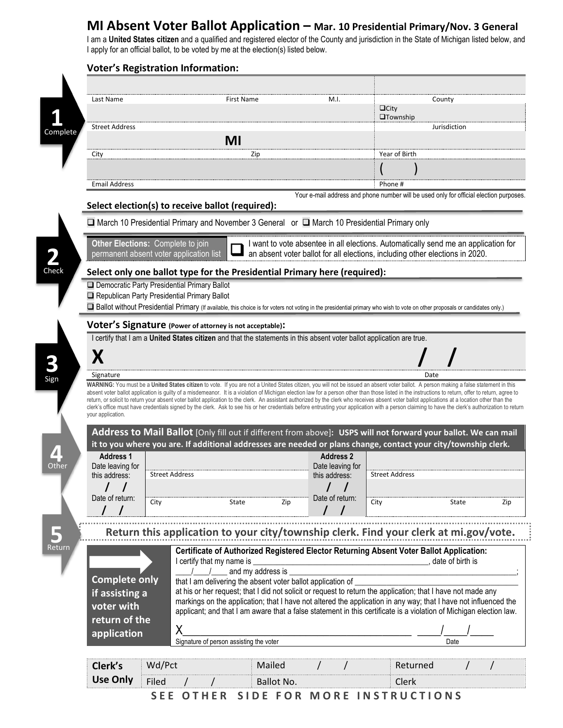# MI Absent Voter Ballot Application – Mar. 10 Presidential Primary/Nov. 3 General

I am a **United States citizen** and a qualified and registered elector of the County and jurisdiction in the State of Michigan listed below, and I apply for an official ballot, to be voted by me at the election(s) listed below.

**1** Complete

## Voter's Registration Information:

| | | | |
|---|---|---|---|
| Last Name | First Name | M.I. | County |
| Street Address | | | ❑ City ❑ Township Jurisdiction |
| City | MI Zip | | Year of Birth |
| Email Address | | | ( ) Phone # |

Your e-mail address and phone number will be used only for official election purposes.

**2** Check

## Select election(s) to receive ballot (required):

❑ March 10 Presidential Primary and November 3 General or ❑ March 10 Presidential Primary only

**Other Elections:** Complete to join permanent absent voter application list — ❑ I want to vote absentee in all elections. Automatically send me an application for an absent voter ballot for all elections, including other elections in 2020.

## Select only one ballot type for the Presidential Primary here (required):

❑ Democratic Party Presidential Primary Ballot

❑ Republican Party Presidential Primary Ballot

❑ Ballot without Presidential Primary (If available, this choice is for voters not voting in the presidential primary who wish to vote on other proposals or candidates only.)

**3** Sign

## Voter's Signature (Power of attorney is not acceptable):

I certify that I am a **United States citizen** and that the statements in this absent voter ballot application are true.

X ______________________________ Signature ____/____/____ Date

**WARNING:** You must be a **United States citizen** to vote. If you are not a United States citizen, you will not be issued an absent voter ballot. A person making a false statement in this absent voter ballot application is guilty of a misdemeanor. It is a violation of Michigan election law for a person other than those listed in the instructions to return, offer to return, agree to return, or solicit to return your absent voter ballot application to the clerk. An assistant authorized by the clerk who receives absent voter ballot applications at a location other than the clerk's office must have credentials signed by the clerk. Ask to see his or her credentials before entrusting your application with a person claiming to have the clerk's authorization to return your application.

**4** Other

## Address to Mail Ballot [Only fill out if different from above]: **USPS will not forward your ballot. We can mail it to you where you are. If additional addresses are needed or plans change, contact your city/township clerk.**

| Address 1 | | Address 2 | |
|---|---|---|---|
| Date leaving for this address: / / | Street Address | Date leaving for this address: / / | Street Address |
| Date of return: / / | City State Zip | Date of return: / / | City State Zip |

**5** Return

## Return this application to your city/township clerk. Find your clerk at mi.gov/vote.

**Complete only if assisting a voter with return of the application**

**Certificate of Authorized Registered Elector Returning Absent Voter Ballot Application:**
I certify that my name is ______________________________, date of birth is ____/____/____ and my address is ______________________________; that I am delivering the absent voter ballot application of ______________________________ at his or her request; that I did not solicit or request to return the application; that I have not made any markings on the application; that I have not altered the application in any way; that I have not influenced the applicant; and that I am aware that a false statement in this certificate is a violation of Michigan election law.

X ______________________________ Signature of person assisting the voter ____/____/____ Date

| Clerk's Use Only | Wd/Pct | Mailed / / | Returned / / |
|---|---|---|---|
| | Filed / / | Ballot No. | Clerk |

SEE OTHER SIDE FOR MORE INSTRUCTIONS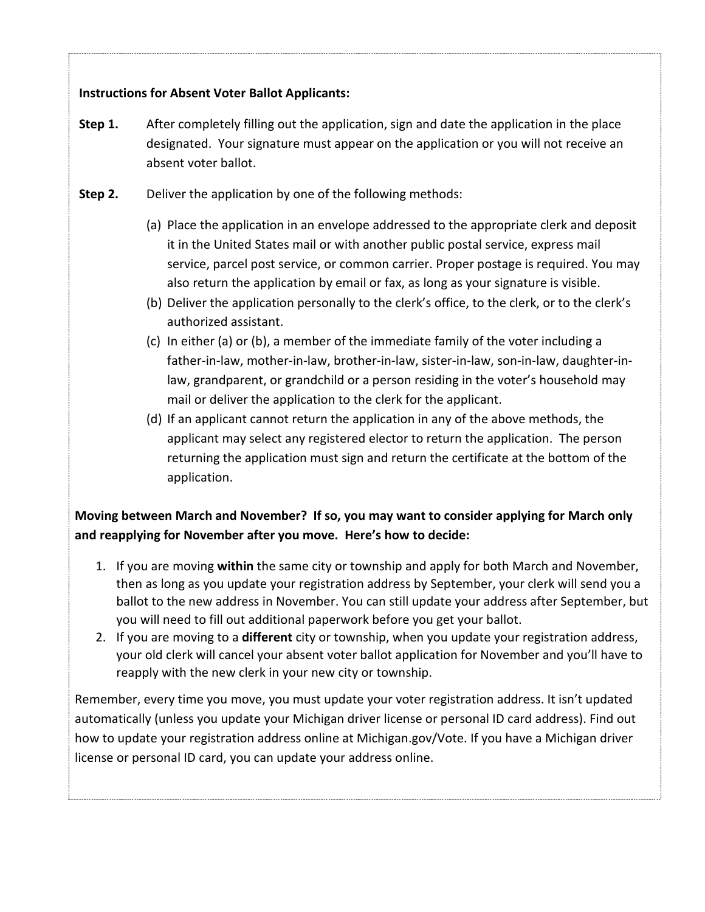**Instructions for Absent Voter Ballot Applicants:**

**Step 1.** After completely filling out the application, sign and date the application in the place designated. Your signature must appear on the application or you will not receive an absent voter ballot.

**Step 2.** Deliver the application by one of the following methods:

(a) Place the application in an envelope addressed to the appropriate clerk and deposit it in the United States mail or with another public postal service, express mail service, parcel post service, or common carrier. Proper postage is required. You may also return the application by email or fax, as long as your signature is visible.

(b) Deliver the application personally to the clerk's office, to the clerk, or to the clerk's authorized assistant.

(c) In either (a) or (b), a member of the immediate family of the voter including a father-in-law, mother-in-law, brother-in-law, sister-in-law, son-in-law, daughter-in-law, grandparent, or grandchild or a person residing in the voter's household may mail or deliver the application to the clerk for the applicant.

(d) If an applicant cannot return the application in any of the above methods, the applicant may select any registered elector to return the application. The person returning the application must sign and return the certificate at the bottom of the application.

**Moving between March and November? If so, you may want to consider applying for March only and reapplying for November after you move. Here's how to decide:**

1. If you are moving **within** the same city or township and apply for both March and November, then as long as you update your registration address by September, your clerk will send you a ballot to the new address in November. You can still update your address after September, but you will need to fill out additional paperwork before you get your ballot.
2. If you are moving to a **different** city or township, when you update your registration address, your old clerk will cancel your absent voter ballot application for November and you'll have to reapply with the new clerk in your new city or township.

Remember, every time you move, you must update your voter registration address. It isn't updated automatically (unless you update your Michigan driver license or personal ID card address). Find out how to update your registration address online at Michigan.gov/Vote. If you have a Michigan driver license or personal ID card, you can update your address online.